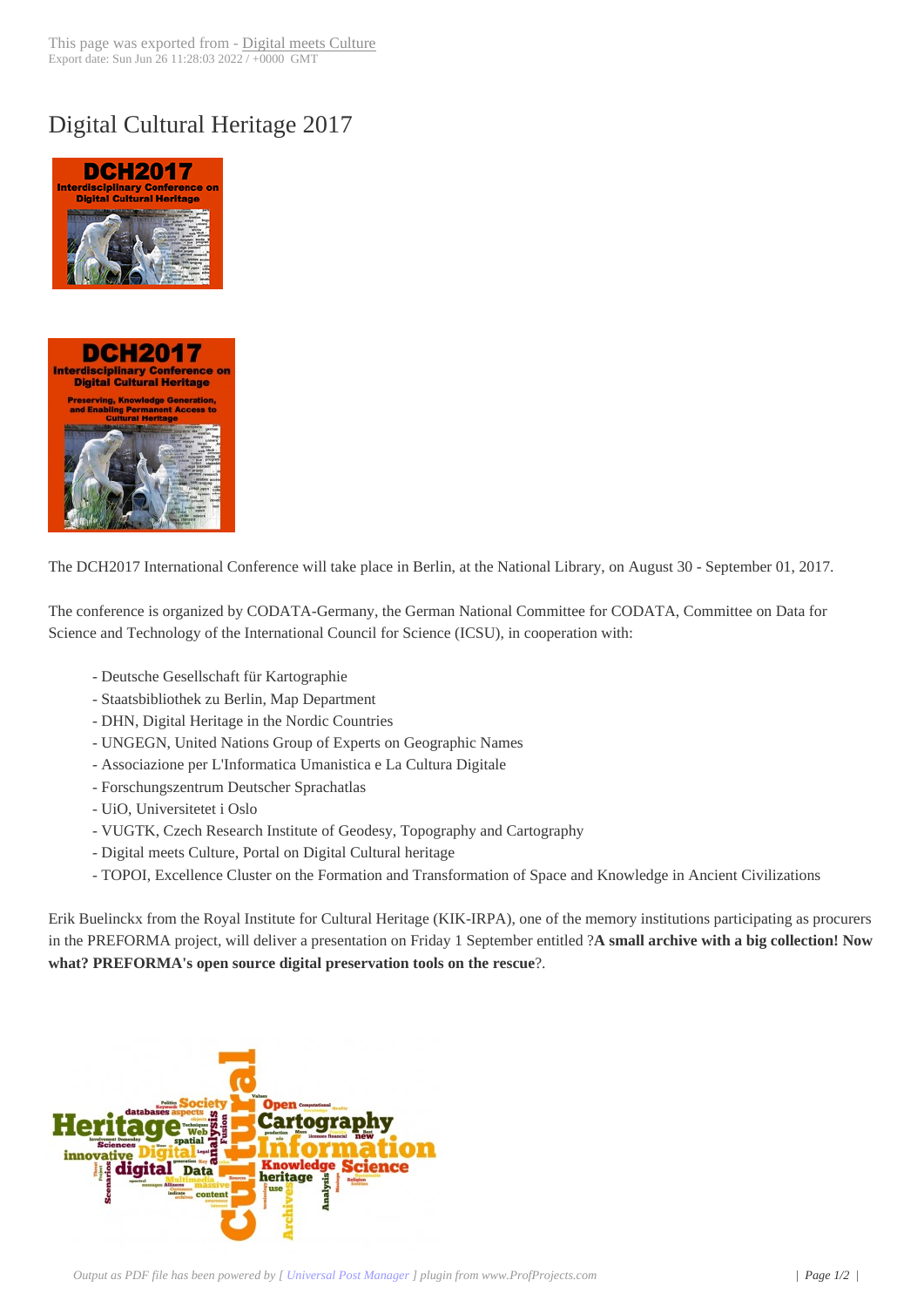# Digital Cultural Heritage 2017

The DCH2017 International Conference will take place in Berlin, at the National Library, on August 30 - September 01, 2017.

The conference is organized by CODATA-Germany, the German National Committee for CODATA, Committee on Data for Science and Technology of the International Council for Science (ICSU), in cooperation with:

- Deutsche Gesellschaft für Kartographie
- Staatsbibliothek zu Berlin, Map Department
- DHN, Digital Heritage in the Nordic Countries
- UNGEGN, United Nations Group of Experts on Geographic Names
- Associazione per L'Informatica Umanistica e La Cultura Digitale
- Forschungszentrum Deutscher Sprachatlas
- UiO, Universitetet i Oslo
- VUGTK, Czech Research Institute of Geodesy, Topography and Cartography
- Digital meets Culture, Portal on Digital Cultural heritage
- TOPOI, Excellence Cluster on the Formation and Transformation of Space and Knowledge in Ancient Civilizations

Erik Buelinckx from the Royal Institute for Cultural Heritage (KIK-IRPA), one of the memory institutions participating as procurers in the PREFORMA project, will deliver a presentation on Friday 1 September entitled ?**A small archive with a big collection! Now what? PREFORMA's open source digital preservation tools on the rescue**?.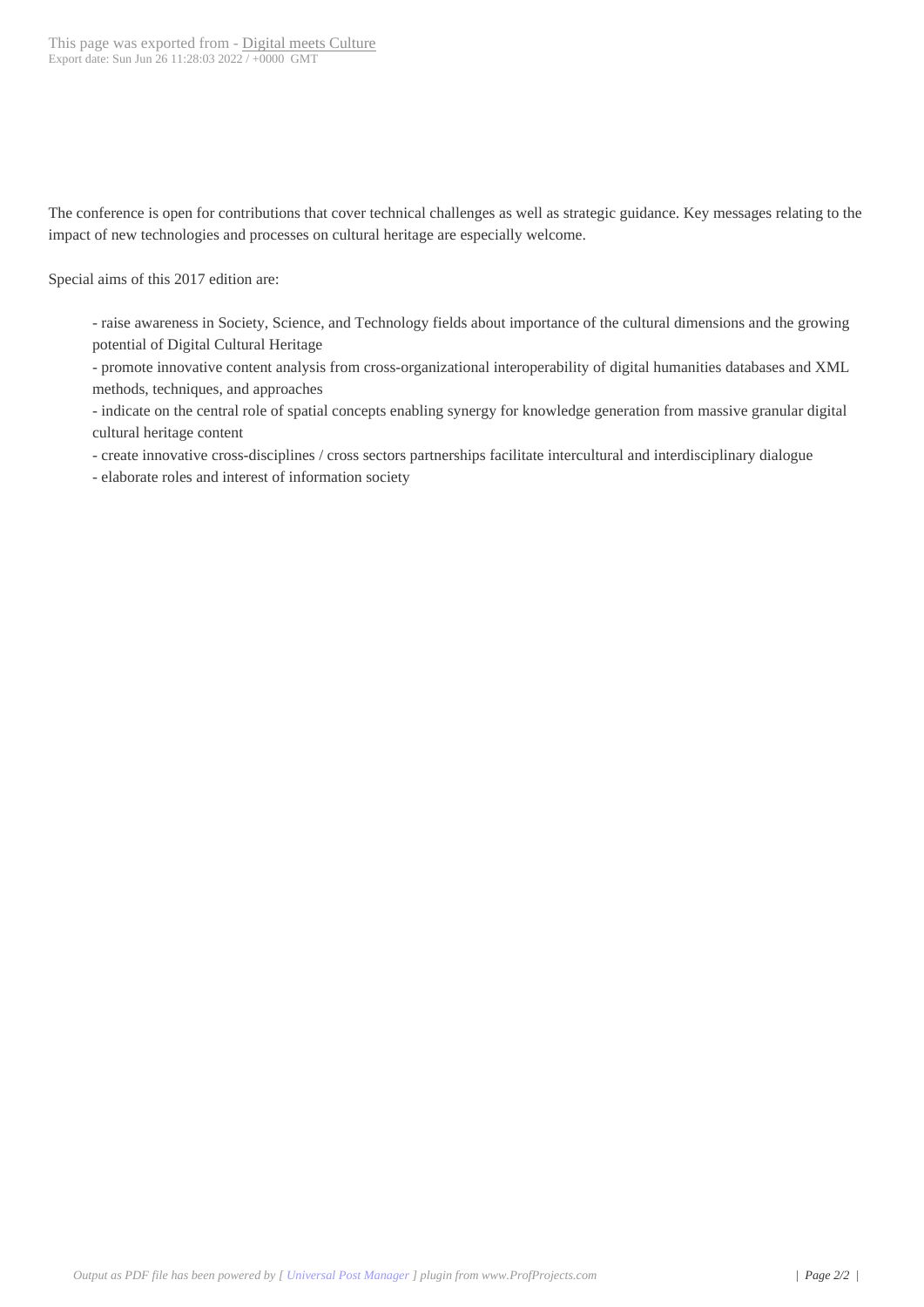The conference is open for contributions that cover technical challenges as well as strategic guidance. Key messages relating to the impact of new technologies and processes on cultural heritage are especially welcome.

Special aims of this 2017 edition are:

- raise awareness in Society, Science, and Technology fields about importance of the cultural dimensions and the growing potential of Digital Cultural Heritage
- promote innovative content analysis from cross-organizational interoperability of digital humanities databases and XML methods, techniques, and approaches
- indicate on the central role of spatial concepts enabling synergy for knowledge generation from massive granular digital cultural heritage content
- create innovative cross-disciplines / cross sectors partnerships facilitate intercultural and interdisciplinary dialogue
- elaborate roles and interest of information society